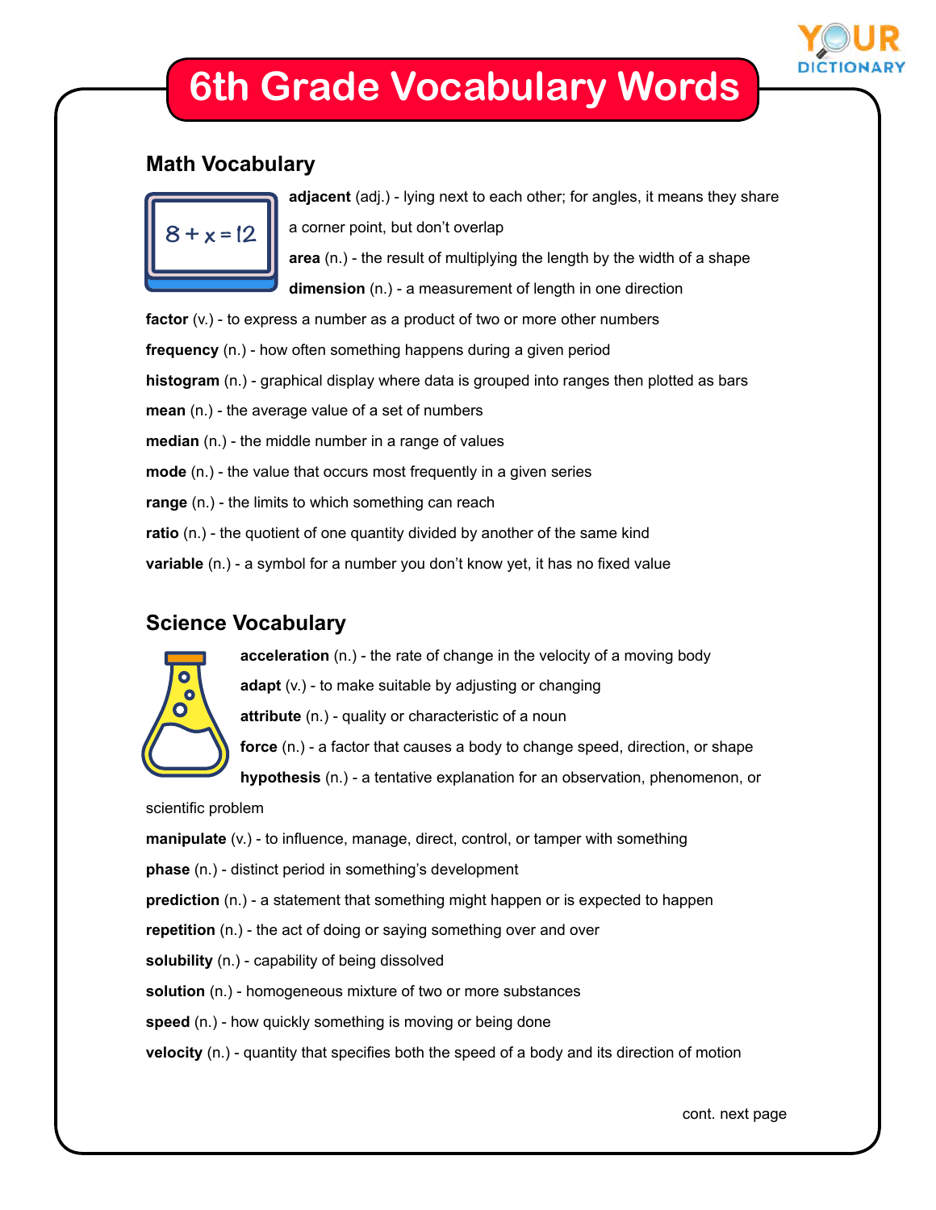# 6th Grade Vocabulary Words

## Math Vocabulary

**adjacent** (adj.) - lying next to each other; for angles, it means they share a corner point, but don't overlap

**area** (n.) - the result of multiplying the length by the width of a shape

**dimension** (n.) - a measurement of length in one direction

**factor** (v.) - to express a number as a product of two or more other numbers

**frequency** (n.) - how often something happens during a given period

**histogram** (n.) - graphical display where data is grouped into ranges then plotted as bars

**mean** (n.) - the average value of a set of numbers

**median** (n.) - the middle number in a range of values

**mode** (n.) - the value that occurs most frequently in a given series

**range** (n.) - the limits to which something can reach

**ratio** (n.) - the quotient of one quantity divided by another of the same kind

**variable** (n.) - a symbol for a number you don't know yet, it has no fixed value

## Science Vocabulary

**acceleration** (n.) - the rate of change in the velocity of a moving body

**adapt** (v.) - to make suitable by adjusting or changing

**attribute** (n.) - quality or characteristic of a noun

**force** (n.) - a factor that causes a body to change speed, direction, or shape

**hypothesis** (n.) - a tentative explanation for an observation, phenomenon, or scientific problem

**manipulate** (v.) - to influence, manage, direct, control, or tamper with something

**phase** (n.) - distinct period in something's development

**prediction** (n.) - a statement that something might happen or is expected to happen

**repetition** (n.) - the act of doing or saying something over and over

**solubility** (n.) - capability of being dissolved

**solution** (n.) - homogeneous mixture of two or more substances

**speed** (n.) - how quickly something is moving or being done

**velocity** (n.) - quantity that specifies both the speed of a body and its direction of motion

cont. next page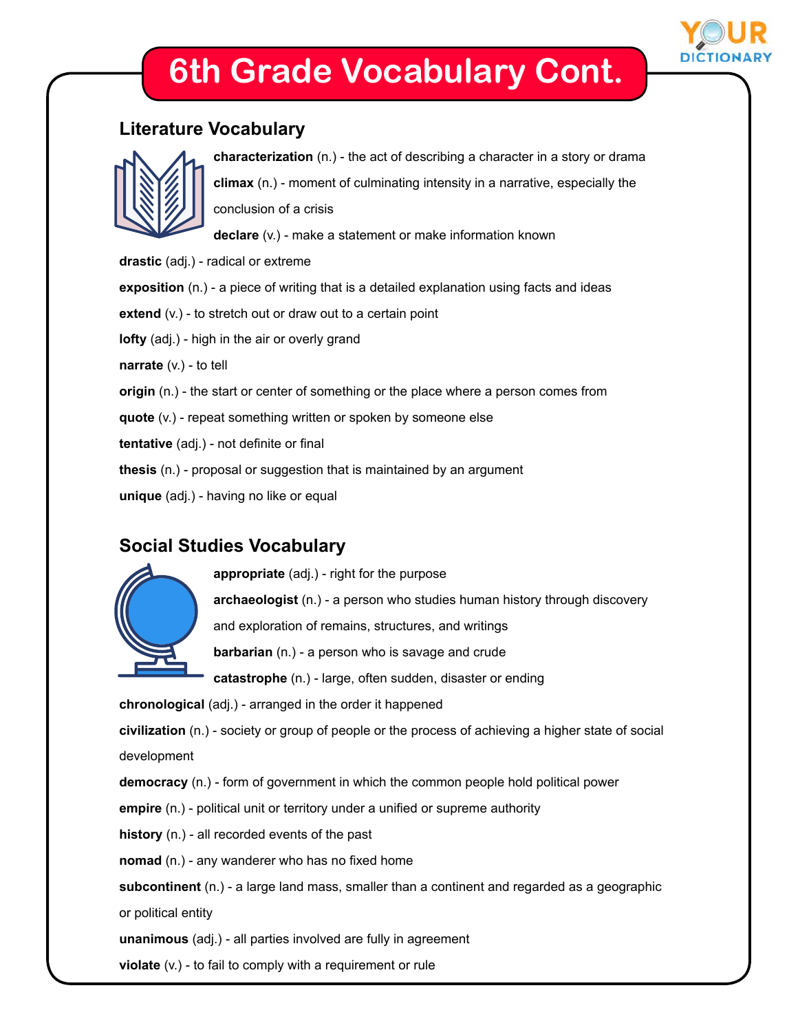# 6th Grade Vocabulary Cont.

## Literature Vocabulary

**characterization** (n.) - the act of describing a character in a story or drama

**climax** (n.) - moment of culminating intensity in a narrative, especially the conclusion of a crisis

**declare** (v.) - make a statement or make information known

**drastic** (adj.) - radical or extreme

**exposition** (n.) - a piece of writing that is a detailed explanation using facts and ideas

**extend** (v.) - to stretch out or draw out to a certain point

**lofty** (adj.) - high in the air or overly grand

**narrate** (v.) - to tell

**origin** (n.) - the start or center of something or the place where a person comes from

**quote** (v.) - repeat something written or spoken by someone else

**tentative** (adj.) - not definite or final

**thesis** (n.) - proposal or suggestion that is maintained by an argument

**unique** (adj.) - having no like or equal

## Social Studies Vocabulary

**appropriate** (adj.) - right for the purpose

**archaeologist** (n.) - a person who studies human history through discovery and exploration of remains, structures, and writings

**barbarian** (n.) - a person who is savage and crude

**catastrophe** (n.) - large, often sudden, disaster or ending

**chronological** (adj.) - arranged in the order it happened

**civilization** (n.) - society or group of people or the process of achieving a higher state of social development

**democracy** (n.) - form of government in which the common people hold political power

**empire** (n.) - political unit or territory under a unified or supreme authority

**history** (n.) - all recorded events of the past

**nomad** (n.) - any wanderer who has no fixed home

**subcontinent** (n.) - a large land mass, smaller than a continent and regarded as a geographic or political entity

**unanimous** (adj.) - all parties involved are fully in agreement

**violate** (v.) - to fail to comply with a requirement or rule